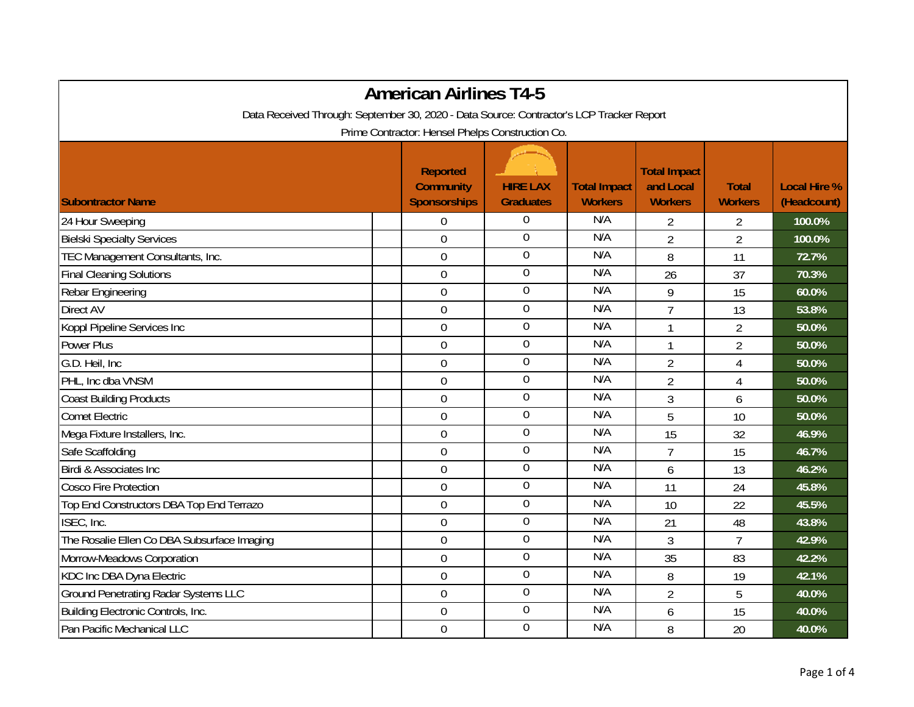# American Airlines T4-5

Data Received Through: September 30, 2020 - Data Source: Contractor's LCP Tracker Report

Prime Contractor: Hensel Phelps Construction Co.

| Subontractor Name | Reported Community Sponsorships | HIRE LAX Graduates | Total Impact Workers | Total Impact and Local Workers | Total Workers | Local Hire % (Headcount) |
|---|---|---|---|---|---|---|
| 24 Hour Sweeping | 0 | 0 | N/A | 2 | 2 | 100.0% |
| Bielski Specialty Services | 0 | 0 | N/A | 2 | 2 | 100.0% |
| TEC Management Consultants, Inc. | 0 | 0 | N/A | 8 | 11 | 72.7% |
| Final Cleaning Solutions | 0 | 0 | N/A | 26 | 37 | 70.3% |
| Rebar Engineering | 0 | 0 | N/A | 9 | 15 | 60.0% |
| Direct AV | 0 | 0 | N/A | 7 | 13 | 53.8% |
| Koppl Pipeline Services Inc | 0 | 0 | N/A | 1 | 2 | 50.0% |
| Power Plus | 0 | 0 | N/A | 1 | 2 | 50.0% |
| G.D. Heil, Inc | 0 | 0 | N/A | 2 | 4 | 50.0% |
| PHL, Inc dba VNSM | 0 | 0 | N/A | 2 | 4 | 50.0% |
| Coast Building Products | 0 | 0 | N/A | 3 | 6 | 50.0% |
| Comet Electric | 0 | 0 | N/A | 5 | 10 | 50.0% |
| Mega Fixture Installers, Inc. | 0 | 0 | N/A | 15 | 32 | 46.9% |
| Safe Scaffolding | 0 | 0 | N/A | 7 | 15 | 46.7% |
| Birdi & Associates Inc | 0 | 0 | N/A | 6 | 13 | 46.2% |
| Cosco Fire Protection | 0 | 0 | N/A | 11 | 24 | 45.8% |
| Top End Constructors DBA Top End Terrazo | 0 | 0 | N/A | 10 | 22 | 45.5% |
| ISEC, Inc. | 0 | 0 | N/A | 21 | 48 | 43.8% |
| The Rosalie Ellen Co DBA Subsurface Imaging | 0 | 0 | N/A | 3 | 7 | 42.9% |
| Morrow-Meadows Corporation | 0 | 0 | N/A | 35 | 83 | 42.2% |
| KDC Inc DBA Dyna Electric | 0 | 0 | N/A | 8 | 19 | 42.1% |
| Ground Penetrating Radar Systems LLC | 0 | 0 | N/A | 2 | 5 | 40.0% |
| Building Electronic Controls, Inc. | 0 | 0 | N/A | 6 | 15 | 40.0% |
| Pan Pacific Mechanical LLC | 0 | 0 | N/A | 8 | 20 | 40.0% |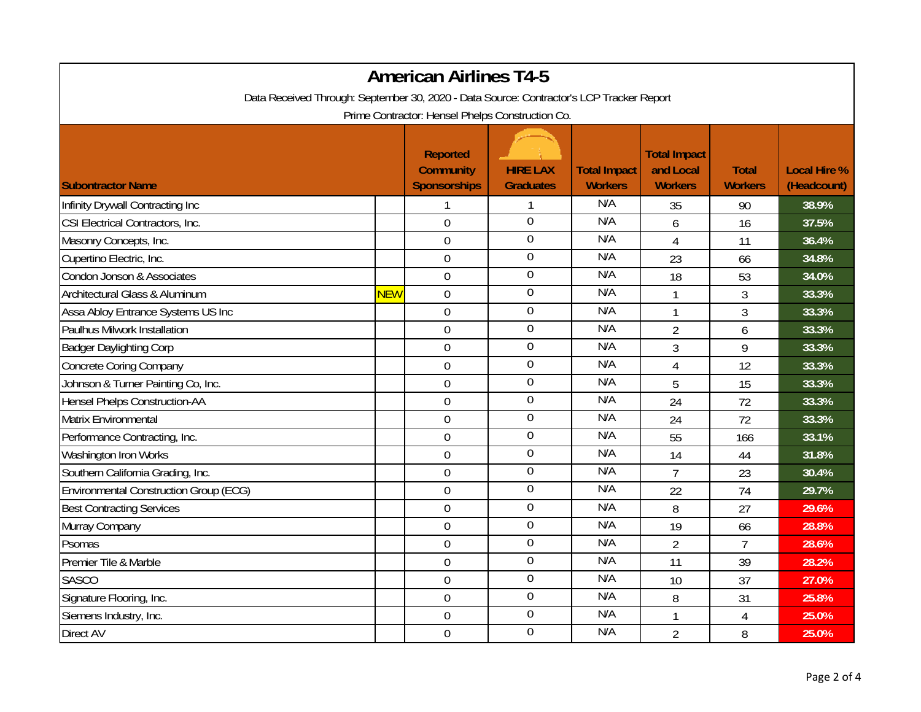# American Airlines T4-5

Data Received Through: September 30, 2020 - Data Source: Contractor's LCP Tracker Report

Prime Contractor: Hensel Phelps Construction Co.

| Subcontractor Name | | Reported Community Sponsorships | HIRE LAX Graduates | Total Impact Workers | Total Impact and Local Workers | Total Workers | Local Hire % (Headcount) |
|---|---|---|---|---|---|---|---|
| Infinity Drywall Contracting Inc | | 1 | 1 | N/A | 35 | 90 | 38.9% |
| CSI Electrical Contractors, Inc. | | 0 | 0 | N/A | 6 | 16 | 37.5% |
| Masonry Concepts, Inc. | | 0 | 0 | N/A | 4 | 11 | 36.4% |
| Cupertino Electric, Inc. | | 0 | 0 | N/A | 23 | 66 | 34.8% |
| Condon Jonson & Associates | | 0 | 0 | N/A | 18 | 53 | 34.0% |
| Architectural Glass & Aluminum | NEW | 0 | 0 | N/A | 1 | 3 | 33.3% |
| Assa Abloy Entrance Systems US Inc | | 0 | 0 | N/A | 1 | 3 | 33.3% |
| Paulhus Milwork Installation | | 0 | 0 | N/A | 2 | 6 | 33.3% |
| Badger Daylighting Corp | | 0 | 0 | N/A | 3 | 9 | 33.3% |
| Concrete Coring Company | | 0 | 0 | N/A | 4 | 12 | 33.3% |
| Johnson & Turner Painting Co, Inc. | | 0 | 0 | N/A | 5 | 15 | 33.3% |
| Hensel Phelps Construction-AA | | 0 | 0 | N/A | 24 | 72 | 33.3% |
| Matrix Environmental | | 0 | 0 | N/A | 24 | 72 | 33.3% |
| Performance Contracting, Inc. | | 0 | 0 | N/A | 55 | 166 | 33.1% |
| Washington Iron Works | | 0 | 0 | N/A | 14 | 44 | 31.8% |
| Southern California Grading, Inc. | | 0 | 0 | N/A | 7 | 23 | 30.4% |
| Environmental Construction Group (ECG) | | 0 | 0 | N/A | 22 | 74 | 29.7% |
| Best Contracting Services | | 0 | 0 | N/A | 8 | 27 | 29.6% |
| Murray Company | | 0 | 0 | N/A | 19 | 66 | 28.8% |
| Psomas | | 0 | 0 | N/A | 2 | 7 | 28.6% |
| Premier Tile & Marble | | 0 | 0 | N/A | 11 | 39 | 28.2% |
| SASCO | | 0 | 0 | N/A | 10 | 37 | 27.0% |
| Signature Flooring, Inc. | | 0 | 0 | N/A | 8 | 31 | 25.8% |
| Siemens Industry, Inc. | | 0 | 0 | N/A | 1 | 4 | 25.0% |
| Direct AV | | 0 | 0 | N/A | 2 | 8 | 25.0% |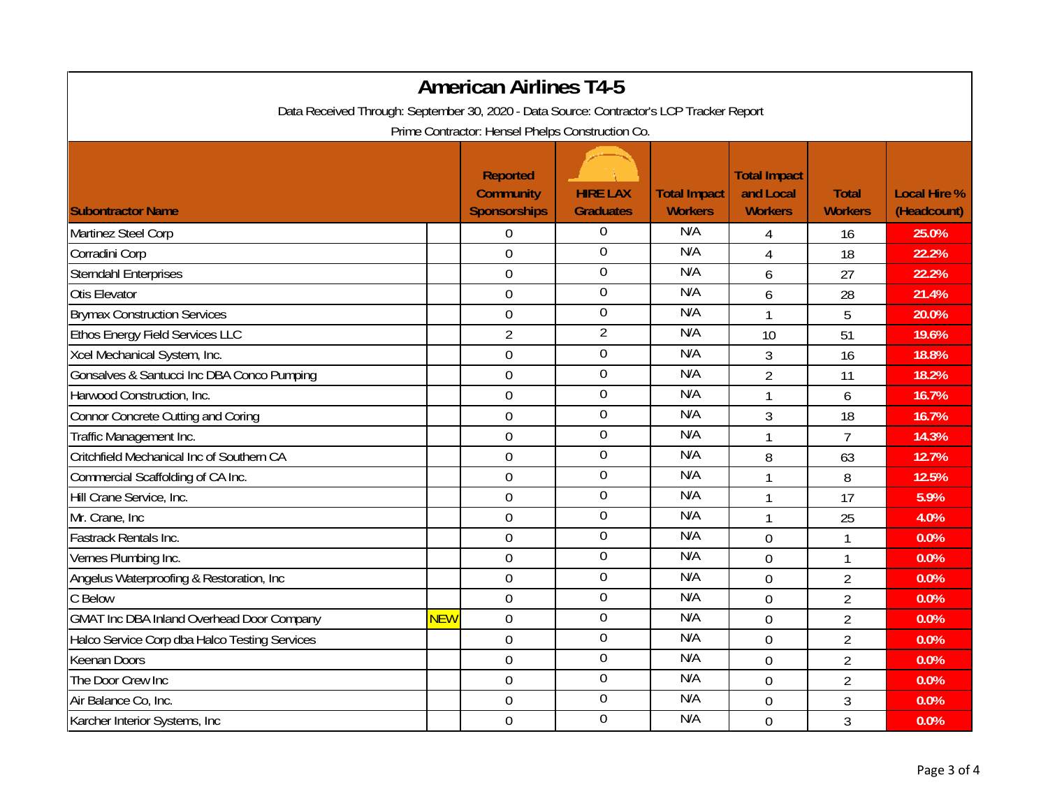# American Airlines T4-5

Data Received Through: September 30, 2020 - Data Source: Contractor's LCP Tracker Report

Prime Contractor: Hensel Phelps Construction Co.

| Subcontractor Name | | Reported Community Sponsorships | HIRE LAX Graduates | Total Impact Workers | Total Impact and Local Workers | Total Workers | Local Hire % (Headcount) |
|---|---|---|---|---|---|---|---|
| Martinez Steel Corp | | 0 | 0 | N/A | 4 | 16 | 25.0% |
| Corradini Corp | | 0 | 0 | N/A | 4 | 18 | 22.2% |
| Sterndahl Enterprises | | 0 | 0 | N/A | 6 | 27 | 22.2% |
| Otis Elevator | | 0 | 0 | N/A | 6 | 28 | 21.4% |
| Brymax Construction Services | | 0 | 0 | N/A | 1 | 5 | 20.0% |
| Ethos Energy Field Services LLC | | 2 | 2 | N/A | 10 | 51 | 19.6% |
| Xcel Mechanical System, Inc. | | 0 | 0 | N/A | 3 | 16 | 18.8% |
| Gonsalves & Santucci Inc DBA Conco Pumping | | 0 | 0 | N/A | 2 | 11 | 18.2% |
| Harwood Construction, Inc. | | 0 | 0 | N/A | 1 | 6 | 16.7% |
| Connor Concrete Cutting and Coring | | 0 | 0 | N/A | 3 | 18 | 16.7% |
| Traffic Management Inc. | | 0 | 0 | N/A | 1 | 7 | 14.3% |
| Critchfield Mechanical Inc of Southern CA | | 0 | 0 | N/A | 8 | 63 | 12.7% |
| Commercial Scaffolding of CA Inc. | | 0 | 0 | N/A | 1 | 8 | 12.5% |
| Hill Crane Service, Inc. | | 0 | 0 | N/A | 1 | 17 | 5.9% |
| Mr. Crane, Inc | | 0 | 0 | N/A | 1 | 25 | 4.0% |
| Fastrack Rentals Inc. | | 0 | 0 | N/A | 0 | 1 | 0.0% |
| Vernes Plumbing Inc. | | 0 | 0 | N/A | 0 | 1 | 0.0% |
| Angelus Waterproofing & Restoration, Inc | | 0 | 0 | N/A | 0 | 2 | 0.0% |
| C Below | | 0 | 0 | N/A | 0 | 2 | 0.0% |
| GMAT Inc DBA Inland Overhead Door Company | NEW | 0 | 0 | N/A | 0 | 2 | 0.0% |
| Halco Service Corp dba Halco Testing Services | | 0 | 0 | N/A | 0 | 2 | 0.0% |
| Keenan Doors | | 0 | 0 | N/A | 0 | 2 | 0.0% |
| The Door Crew Inc | | 0 | 0 | N/A | 0 | 2 | 0.0% |
| Air Balance Co, Inc. | | 0 | 0 | N/A | 0 | 3 | 0.0% |
| Karcher Interior Systems, Inc | | 0 | 0 | N/A | 0 | 3 | 0.0% |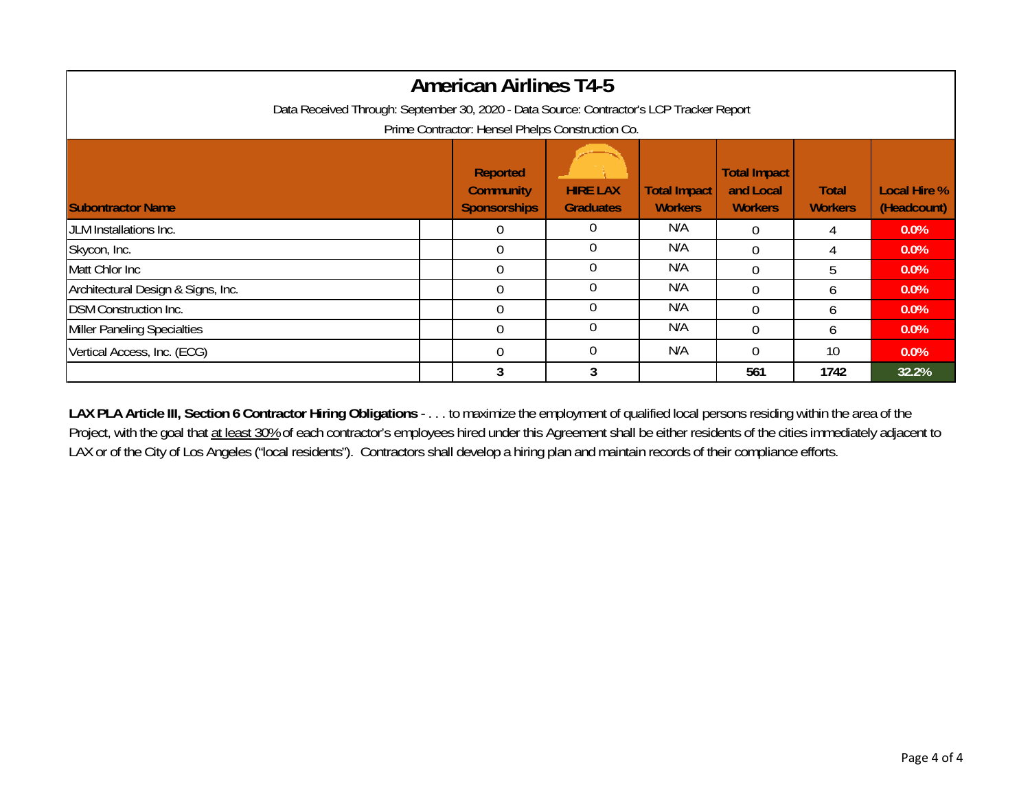# American Airlines T4-5

Data Received Through: September 30, 2020 - Data Source: Contractor's LCP Tracker Report

Prime Contractor: Hensel Phelps Construction Co.

| Subcontractor Name | | Reported Community Sponsorships | HIRE LAX Graduates | Total Impact Workers | Total Impact and Local Workers | Total Workers | Local Hire % (Headcount) |
|---|---|---|---|---|---|---|---|
| JLM Installations Inc. | | 0 | 0 | N/A | 0 | 4 | 0.0% |
| Skycon, Inc. | | 0 | 0 | N/A | 0 | 4 | 0.0% |
| Matt Chlor Inc | | 0 | 0 | N/A | 0 | 5 | 0.0% |
| Architectural Design & Signs, Inc. | | 0 | 0 | N/A | 0 | 6 | 0.0% |
| DSM Construction Inc. | | 0 | 0 | N/A | 0 | 6 | 0.0% |
| Miller Paneling Specialties | | 0 | 0 | N/A | 0 | 6 | 0.0% |
| Vertical Access, Inc. (ECG) | | 0 | 0 | N/A | 0 | 10 | 0.0% |
| | | 3 | 3 | | 561 | 1742 | 32.2% |

**LAX PLA Article III, Section 6 Contractor Hiring Obligations** - . . . to maximize the employment of qualified local persons residing within the area of the Project, with the goal that at least 30% of each contractor's employees hired under this Agreement shall be either residents of the cities immediately adjacent to LAX or of the City of Los Angeles ("local residents"). Contractors shall develop a hiring plan and maintain records of their compliance efforts.